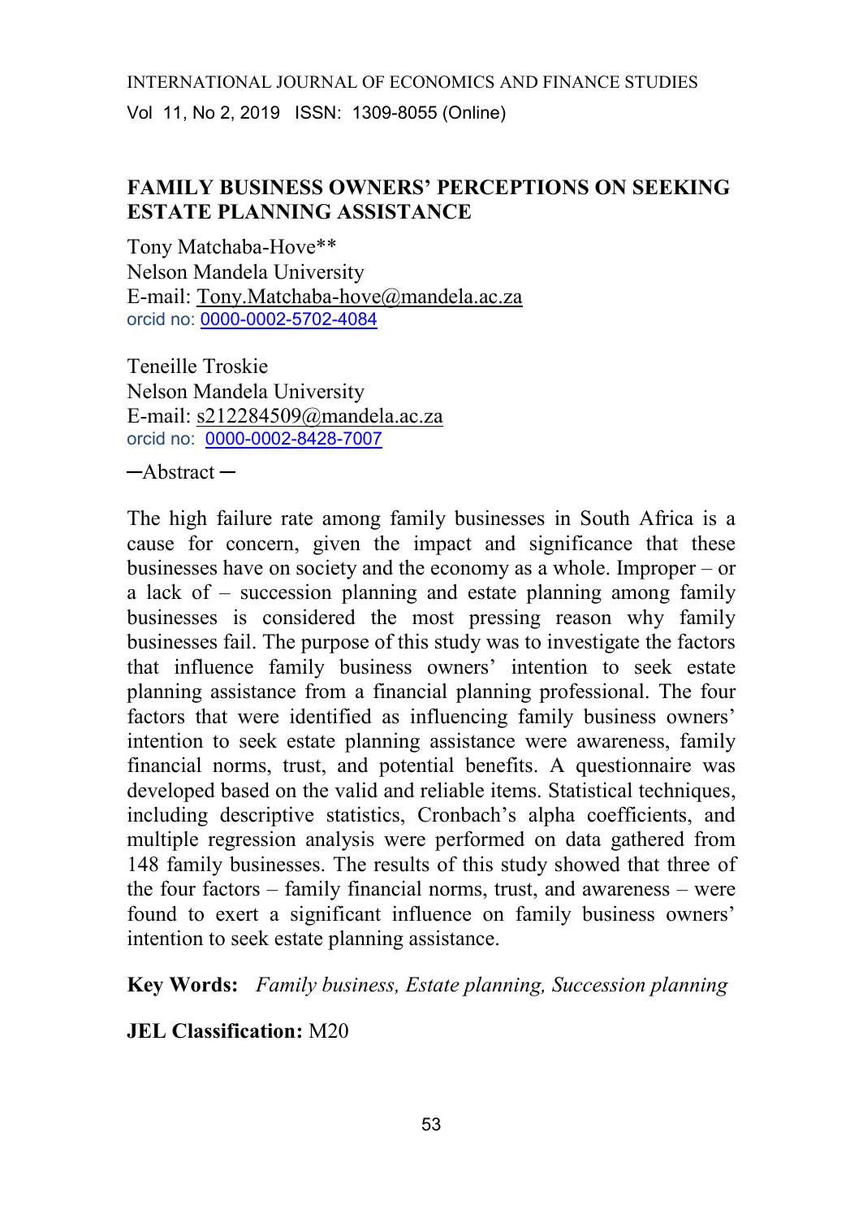# FAMILY BUSINESS OWNERS' PERCEPTIONS ON SEEKING ESTATE PLANNING ASSISTANCE

Tony Matchaba-Hove**
Nelson Mandela University
E-mail: Tony.Matchaba-hove@mandela.ac.za
orcid no: 0000-0002-5702-4084

Teneille Troskie
Nelson Mandela University
E-mail: s212284509@mandela.ac.za
orcid no: 0000-0002-8428-7007

─Abstract ─

The high failure rate among family businesses in South Africa is a cause for concern, given the impact and significance that these businesses have on society and the economy as a whole. Improper – or a lack of – succession planning and estate planning among family businesses is considered the most pressing reason why family businesses fail. The purpose of this study was to investigate the factors that influence family business owners' intention to seek estate planning assistance from a financial planning professional. The four factors that were identified as influencing family business owners' intention to seek estate planning assistance were awareness, family financial norms, trust, and potential benefits. A questionnaire was developed based on the valid and reliable items. Statistical techniques, including descriptive statistics, Cronbach's alpha coefficients, and multiple regression analysis were performed on data gathered from 148 family businesses. The results of this study showed that three of the four factors – family financial norms, trust, and awareness – were found to exert a significant influence on family business owners' intention to seek estate planning assistance.

**Key Words:** *Family business, Estate planning, Succession planning*

**JEL Classification:** M20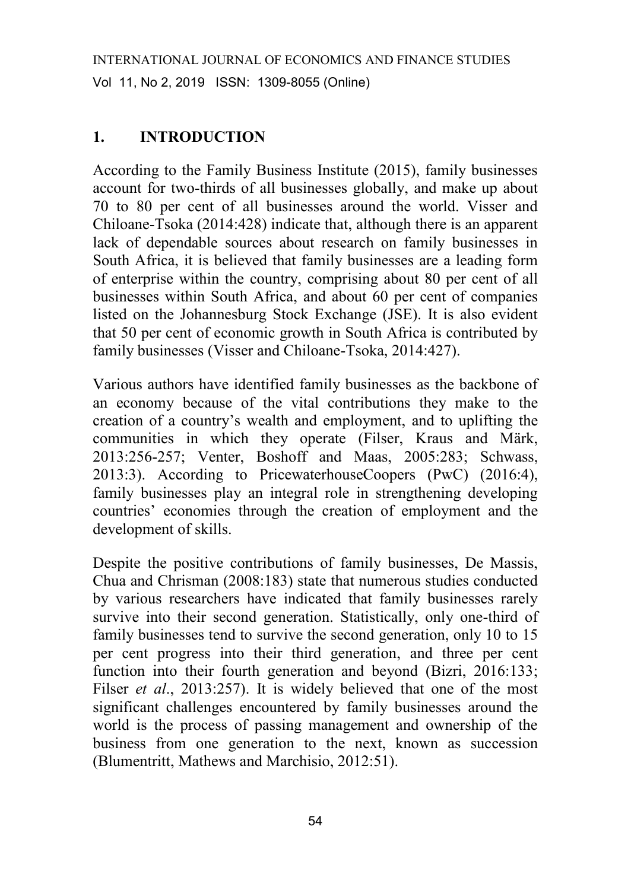## 1. INTRODUCTION

According to the Family Business Institute (2015), family businesses account for two-thirds of all businesses globally, and make up about 70 to 80 per cent of all businesses around the world. Visser and Chiloane-Tsoka (2014:428) indicate that, although there is an apparent lack of dependable sources about research on family businesses in South Africa, it is believed that family businesses are a leading form of enterprise within the country, comprising about 80 per cent of all businesses within South Africa, and about 60 per cent of companies listed on the Johannesburg Stock Exchange (JSE). It is also evident that 50 per cent of economic growth in South Africa is contributed by family businesses (Visser and Chiloane-Tsoka, 2014:427).

Various authors have identified family businesses as the backbone of an economy because of the vital contributions they make to the creation of a country's wealth and employment, and to uplifting the communities in which they operate (Filser, Kraus and Märk, 2013:256-257; Venter, Boshoff and Maas, 2005:283; Schwass, 2013:3). According to PricewaterhouseCoopers (PwC) (2016:4), family businesses play an integral role in strengthening developing countries' economies through the creation of employment and the development of skills.

Despite the positive contributions of family businesses, De Massis, Chua and Chrisman (2008:183) state that numerous studies conducted by various researchers have indicated that family businesses rarely survive into their second generation. Statistically, only one-third of family businesses tend to survive the second generation, only 10 to 15 per cent progress into their third generation, and three per cent function into their fourth generation and beyond (Bizri, 2016:133; Filser *et al*., 2013:257). It is widely believed that one of the most significant challenges encountered by family businesses around the world is the process of passing management and ownership of the business from one generation to the next, known as succession (Blumentritt, Mathews and Marchisio, 2012:51).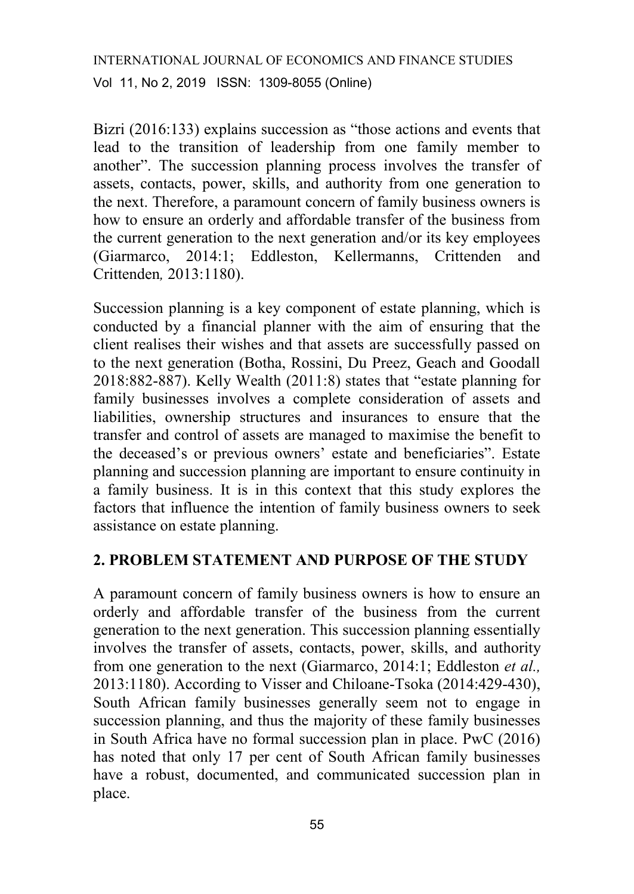Bizri (2016:133) explains succession as "those actions and events that lead to the transition of leadership from one family member to another". The succession planning process involves the transfer of assets, contacts, power, skills, and authority from one generation to the next. Therefore, a paramount concern of family business owners is how to ensure an orderly and affordable transfer of the business from the current generation to the next generation and/or its key employees (Giarmarco, 2014:1; Eddleston, Kellermanns, Crittenden and Crittenden*,* 2013:1180).

Succession planning is a key component of estate planning, which is conducted by a financial planner with the aim of ensuring that the client realises their wishes and that assets are successfully passed on to the next generation (Botha, Rossini, Du Preez, Geach and Goodall 2018:882-887). Kelly Wealth (2011:8) states that "estate planning for family businesses involves a complete consideration of assets and liabilities, ownership structures and insurances to ensure that the transfer and control of assets are managed to maximise the benefit to the deceased's or previous owners' estate and beneficiaries". Estate planning and succession planning are important to ensure continuity in a family business. It is in this context that this study explores the factors that influence the intention of family business owners to seek assistance on estate planning.

## 2. PROBLEM STATEMENT AND PURPOSE OF THE STUDY

A paramount concern of family business owners is how to ensure an orderly and affordable transfer of the business from the current generation to the next generation. This succession planning essentially involves the transfer of assets, contacts, power, skills, and authority from one generation to the next (Giarmarco, 2014:1; Eddleston *et al.,* 2013:1180). According to Visser and Chiloane-Tsoka (2014:429-430), South African family businesses generally seem not to engage in succession planning, and thus the majority of these family businesses in South Africa have no formal succession plan in place. PwC (2016) has noted that only 17 per cent of South African family businesses have a robust, documented, and communicated succession plan in place.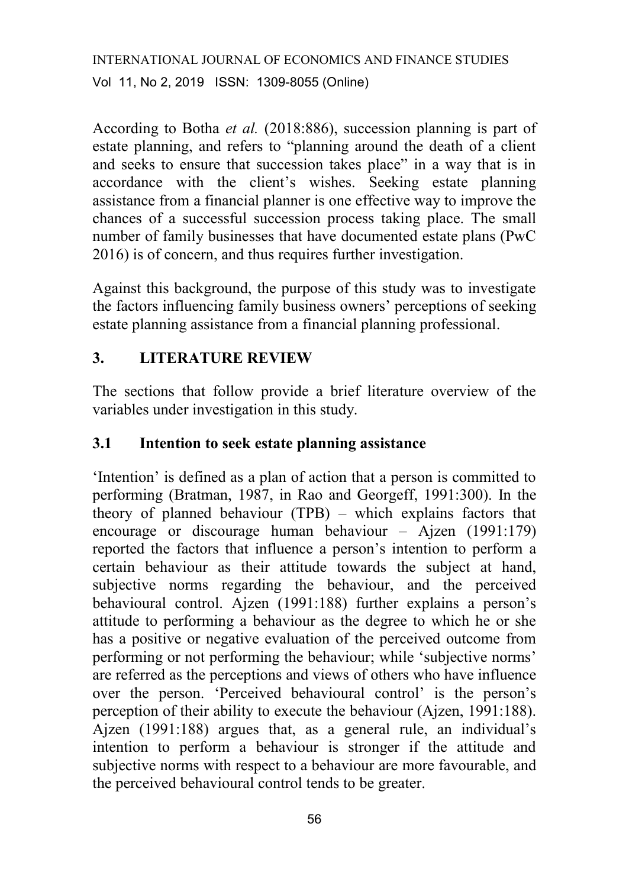According to Botha *et al.* (2018:886), succession planning is part of estate planning, and refers to "planning around the death of a client and seeks to ensure that succession takes place" in a way that is in accordance with the client's wishes. Seeking estate planning assistance from a financial planner is one effective way to improve the chances of a successful succession process taking place. The small number of family businesses that have documented estate plans (PwC 2016) is of concern, and thus requires further investigation.

Against this background, the purpose of this study was to investigate the factors influencing family business owners' perceptions of seeking estate planning assistance from a financial planning professional.

## 3. LITERATURE REVIEW

The sections that follow provide a brief literature overview of the variables under investigation in this study.

### 3.1 Intention to seek estate planning assistance

'Intention' is defined as a plan of action that a person is committed to performing (Bratman, 1987, in Rao and Georgeff, 1991:300). In the theory of planned behaviour (TPB) – which explains factors that encourage or discourage human behaviour – Ajzen (1991:179) reported the factors that influence a person's intention to perform a certain behaviour as their attitude towards the subject at hand, subjective norms regarding the behaviour, and the perceived behavioural control. Ajzen (1991:188) further explains a person's attitude to performing a behaviour as the degree to which he or she has a positive or negative evaluation of the perceived outcome from performing or not performing the behaviour; while 'subjective norms' are referred as the perceptions and views of others who have influence over the person. 'Perceived behavioural control' is the person's perception of their ability to execute the behaviour (Ajzen, 1991:188). Ajzen (1991:188) argues that, as a general rule, an individual's intention to perform a behaviour is stronger if the attitude and subjective norms with respect to a behaviour are more favourable, and the perceived behavioural control tends to be greater.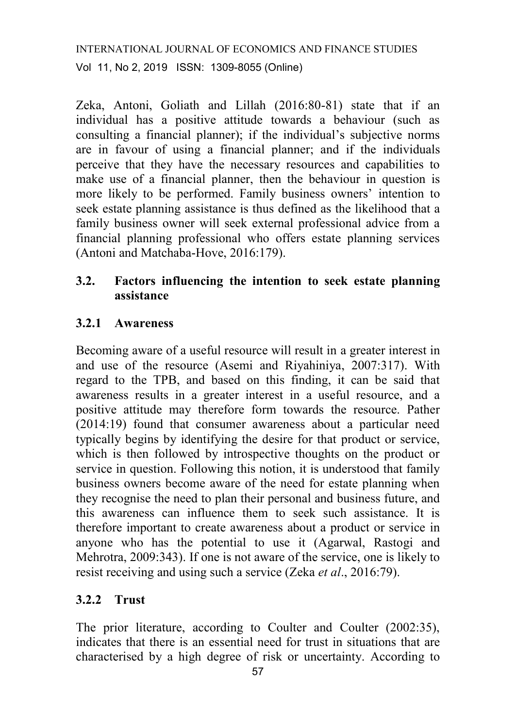Zeka, Antoni, Goliath and Lillah (2016:80-81) state that if an individual has a positive attitude towards a behaviour (such as consulting a financial planner); if the individual's subjective norms are in favour of using a financial planner; and if the individuals perceive that they have the necessary resources and capabilities to make use of a financial planner, then the behaviour in question is more likely to be performed. Family business owners' intention to seek estate planning assistance is thus defined as the likelihood that a family business owner will seek external professional advice from a financial planning professional who offers estate planning services (Antoni and Matchaba-Hove, 2016:179).

## 3.2. Factors influencing the intention to seek estate planning assistance

### 3.2.1 Awareness

Becoming aware of a useful resource will result in a greater interest in and use of the resource (Asemi and Riyahiniya, 2007:317). With regard to the TPB, and based on this finding, it can be said that awareness results in a greater interest in a useful resource, and a positive attitude may therefore form towards the resource. Pather (2014:19) found that consumer awareness about a particular need typically begins by identifying the desire for that product or service, which is then followed by introspective thoughts on the product or service in question. Following this notion, it is understood that family business owners become aware of the need for estate planning when they recognise the need to plan their personal and business future, and this awareness can influence them to seek such assistance. It is therefore important to create awareness about a product or service in anyone who has the potential to use it (Agarwal, Rastogi and Mehrotra, 2009:343). If one is not aware of the service, one is likely to resist receiving and using such a service (Zeka *et al*., 2016:79).

### 3.2.2 Trust

The prior literature, according to Coulter and Coulter (2002:35), indicates that there is an essential need for trust in situations that are characterised by a high degree of risk or uncertainty. According to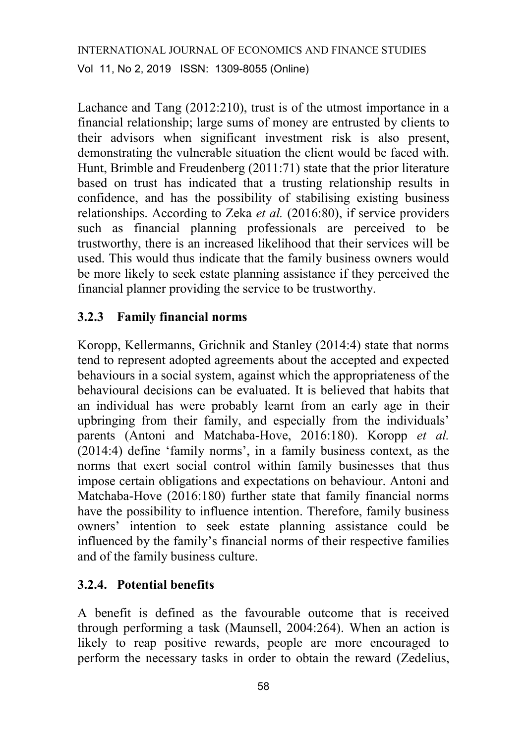Lachance and Tang (2012:210), trust is of the utmost importance in a financial relationship; large sums of money are entrusted by clients to their advisors when significant investment risk is also present, demonstrating the vulnerable situation the client would be faced with. Hunt, Brimble and Freudenberg (2011:71) state that the prior literature based on trust has indicated that a trusting relationship results in confidence, and has the possibility of stabilising existing business relationships. According to Zeka *et al.* (2016:80), if service providers such as financial planning professionals are perceived to be trustworthy, there is an increased likelihood that their services will be used. This would thus indicate that the family business owners would be more likely to seek estate planning assistance if they perceived the financial planner providing the service to be trustworthy.

### 3.2.3 Family financial norms

Koropp, Kellermanns, Grichnik and Stanley (2014:4) state that norms tend to represent adopted agreements about the accepted and expected behaviours in a social system, against which the appropriateness of the behavioural decisions can be evaluated. It is believed that habits that an individual has were probably learnt from an early age in their upbringing from their family, and especially from the individuals' parents (Antoni and Matchaba-Hove, 2016:180). Koropp *et al.* (2014:4) define 'family norms', in a family business context, as the norms that exert social control within family businesses that thus impose certain obligations and expectations on behaviour. Antoni and Matchaba-Hove (2016:180) further state that family financial norms have the possibility to influence intention. Therefore, family business owners' intention to seek estate planning assistance could be influenced by the family's financial norms of their respective families and of the family business culture.

### 3.2.4. Potential benefits

A benefit is defined as the favourable outcome that is received through performing a task (Maunsell, 2004:264). When an action is likely to reap positive rewards, people are more encouraged to perform the necessary tasks in order to obtain the reward (Zedelius,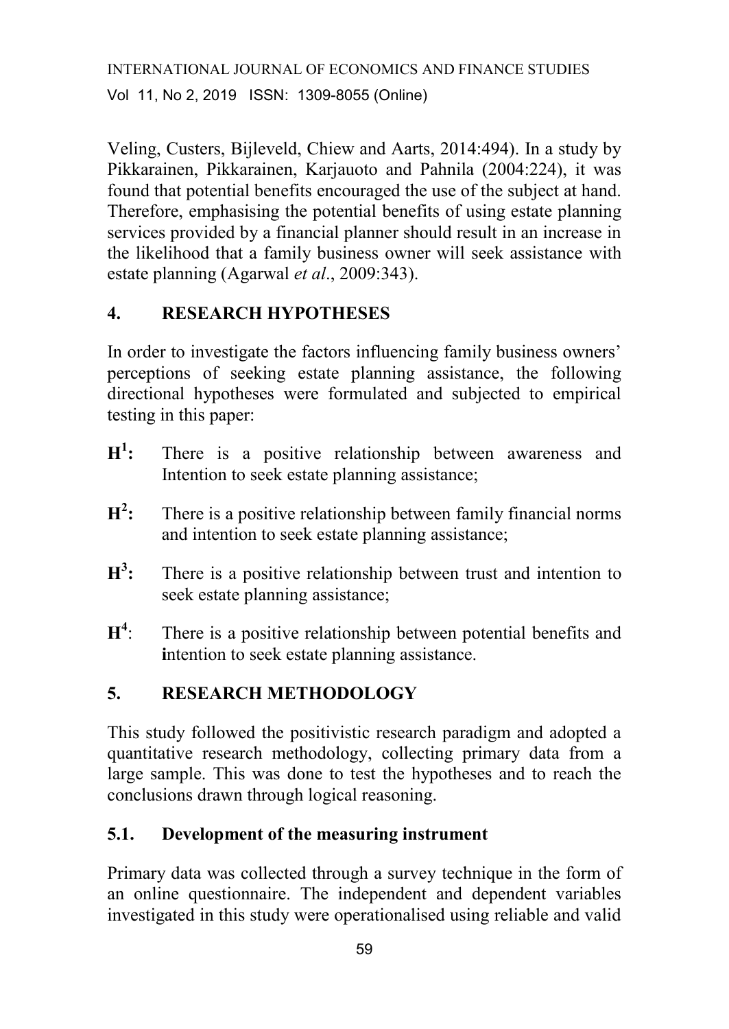Veling, Custers, Bijleveld, Chiew and Aarts, 2014:494). In a study by Pikkarainen, Pikkarainen, Karjauoto and Pahnila (2004:224), it was found that potential benefits encouraged the use of the subject at hand. Therefore, emphasising the potential benefits of using estate planning services provided by a financial planner should result in an increase in the likelihood that a family business owner will seek assistance with estate planning (Agarwal *et al*., 2009:343).

## 4. RESEARCH HYPOTHESES

In order to investigate the factors influencing family business owners' perceptions of seeking estate planning assistance, the following directional hypotheses were formulated and subjected to empirical testing in this paper:

- **$H^1$:** There is a positive relationship between awareness and Intention to seek estate planning assistance;
- **$H^2$:** There is a positive relationship between family financial norms and intention to seek estate planning assistance;
- **$H^3$:** There is a positive relationship between trust and intention to seek estate planning assistance;
- **$H^4$**: There is a positive relationship between potential benefits and **i**ntention to seek estate planning assistance.

## 5. RESEARCH METHODOLOGY

This study followed the positivistic research paradigm and adopted a quantitative research methodology, collecting primary data from a large sample. This was done to test the hypotheses and to reach the conclusions drawn through logical reasoning.

### 5.1. Development of the measuring instrument

Primary data was collected through a survey technique in the form of an online questionnaire. The independent and dependent variables investigated in this study were operationalised using reliable and valid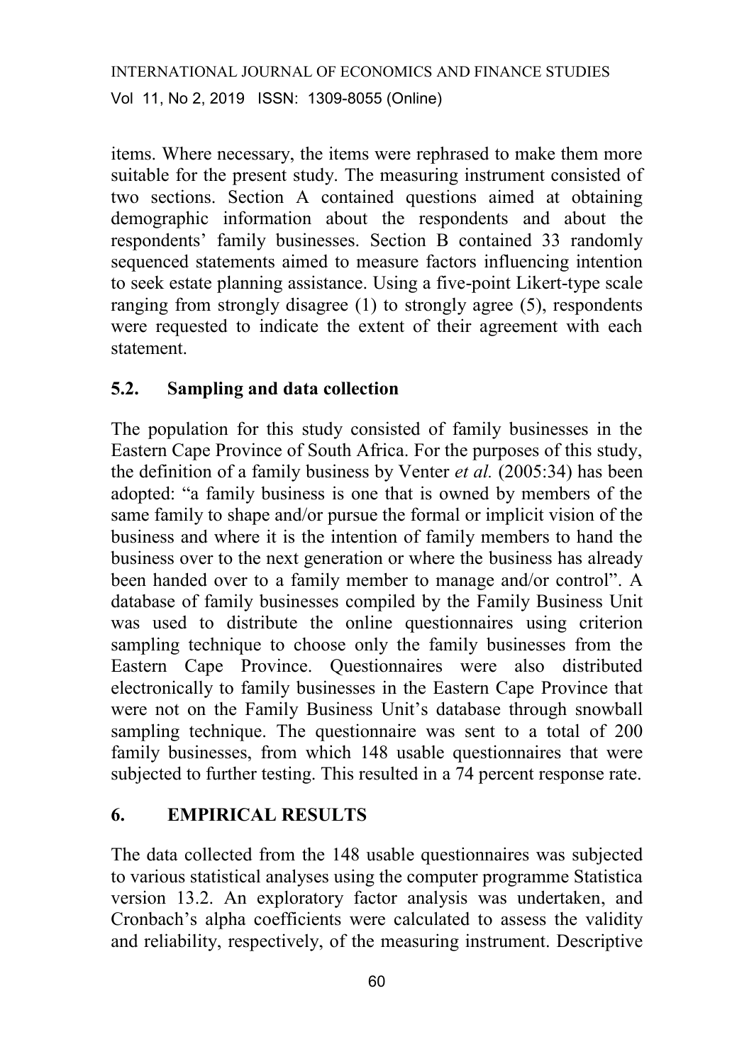items. Where necessary, the items were rephrased to make them more suitable for the present study. The measuring instrument consisted of two sections. Section A contained questions aimed at obtaining demographic information about the respondents and about the respondents' family businesses. Section B contained 33 randomly sequenced statements aimed to measure factors influencing intention to seek estate planning assistance. Using a five-point Likert-type scale ranging from strongly disagree (1) to strongly agree (5), respondents were requested to indicate the extent of their agreement with each statement.

### 5.2. Sampling and data collection

The population for this study consisted of family businesses in the Eastern Cape Province of South Africa. For the purposes of this study, the definition of a family business by Venter *et al.* (2005:34) has been adopted: "a family business is one that is owned by members of the same family to shape and/or pursue the formal or implicit vision of the business and where it is the intention of family members to hand the business over to the next generation or where the business has already been handed over to a family member to manage and/or control". A database of family businesses compiled by the Family Business Unit was used to distribute the online questionnaires using criterion sampling technique to choose only the family businesses from the Eastern Cape Province. Questionnaires were also distributed electronically to family businesses in the Eastern Cape Province that were not on the Family Business Unit's database through snowball sampling technique. The questionnaire was sent to a total of 200 family businesses, from which 148 usable questionnaires that were subjected to further testing. This resulted in a 74 percent response rate.

## 6. EMPIRICAL RESULTS

The data collected from the 148 usable questionnaires was subjected to various statistical analyses using the computer programme Statistica version 13.2. An exploratory factor analysis was undertaken, and Cronbach's alpha coefficients were calculated to assess the validity and reliability, respectively, of the measuring instrument. Descriptive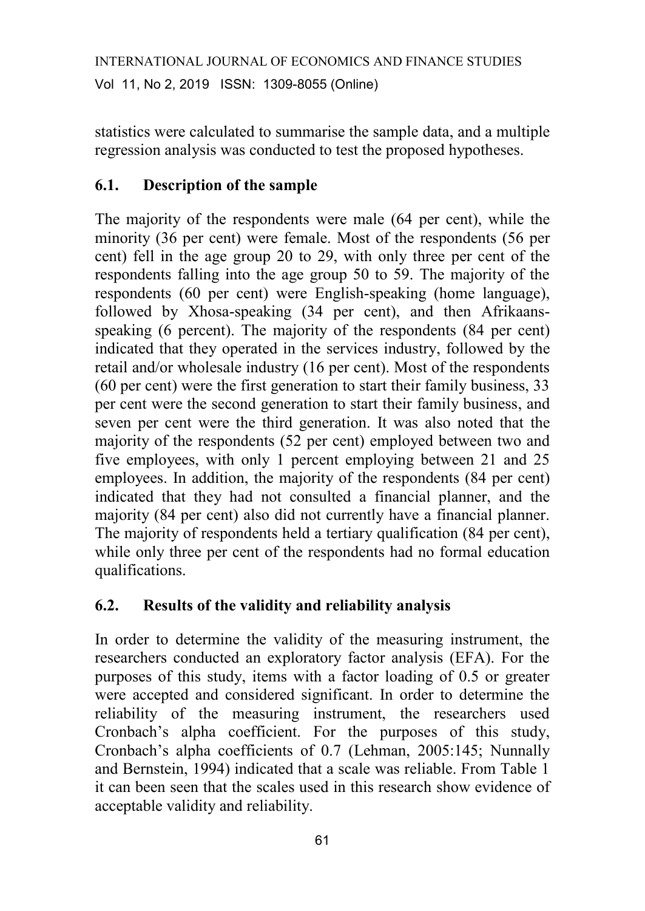statistics were calculated to summarise the sample data, and a multiple regression analysis was conducted to test the proposed hypotheses.

## 6.1. Description of the sample

The majority of the respondents were male (64 per cent), while the minority (36 per cent) were female. Most of the respondents (56 per cent) fell in the age group 20 to 29, with only three per cent of the respondents falling into the age group 50 to 59. The majority of the respondents (60 per cent) were English-speaking (home language), followed by Xhosa-speaking (34 per cent), and then Afrikaans-speaking (6 percent). The majority of the respondents (84 per cent) indicated that they operated in the services industry, followed by the retail and/or wholesale industry (16 per cent). Most of the respondents (60 per cent) were the first generation to start their family business, 33 per cent were the second generation to start their family business, and seven per cent were the third generation. It was also noted that the majority of the respondents (52 per cent) employed between two and five employees, with only 1 percent employing between 21 and 25 employees. In addition, the majority of the respondents (84 per cent) indicated that they had not consulted a financial planner, and the majority (84 per cent) also did not currently have a financial planner. The majority of respondents held a tertiary qualification (84 per cent), while only three per cent of the respondents had no formal education qualifications.

## 6.2. Results of the validity and reliability analysis

In order to determine the validity of the measuring instrument, the researchers conducted an exploratory factor analysis (EFA). For the purposes of this study, items with a factor loading of 0.5 or greater were accepted and considered significant. In order to determine the reliability of the measuring instrument, the researchers used Cronbach's alpha coefficient. For the purposes of this study, Cronbach's alpha coefficients of 0.7 (Lehman, 2005:145; Nunnally and Bernstein, 1994) indicated that a scale was reliable. From Table 1 it can been seen that the scales used in this research show evidence of acceptable validity and reliability.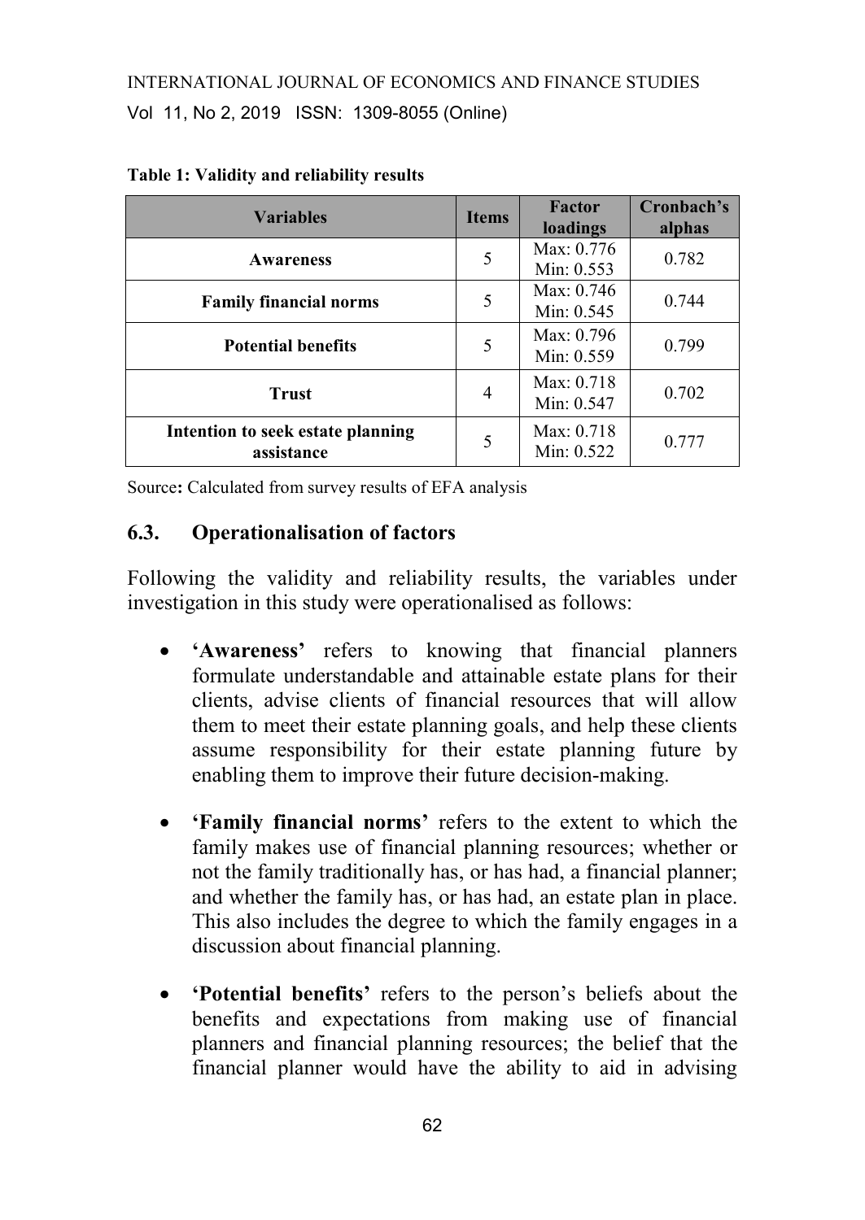**Table 1: Validity and reliability results**

| Variables | Items | Factor loadings | Cronbach's alphas |
|---|---|---|---|
| **Awareness** | 5 | Max: 0.776 Min: 0.553 | 0.782 |
| **Family financial norms** | 5 | Max: 0.746 Min: 0.545 | 0.744 |
| **Potential benefits** | 5 | Max: 0.796 Min: 0.559 | 0.799 |
| **Trust** | 4 | Max: 0.718 Min: 0.547 | 0.702 |
| **Intention to seek estate planning assistance** | 5 | Max: 0.718 Min: 0.522 | 0.777 |

Source**:** Calculated from survey results of EFA analysis

### 6.3. Operationalisation of factors

Following the validity and reliability results, the variables under investigation in this study were operationalised as follows:

- **'Awareness'** refers to knowing that financial planners formulate understandable and attainable estate plans for their clients, advise clients of financial resources that will allow them to meet their estate planning goals, and help these clients assume responsibility for their estate planning future by enabling them to improve their future decision-making.
- **'Family financial norms'** refers to the extent to which the family makes use of financial planning resources; whether or not the family traditionally has, or has had, a financial planner; and whether the family has, or has had, an estate plan in place. This also includes the degree to which the family engages in a discussion about financial planning.
- **'Potential benefits'** refers to the person's beliefs about the benefits and expectations from making use of financial planners and financial planning resources; the belief that the financial planner would have the ability to aid in advising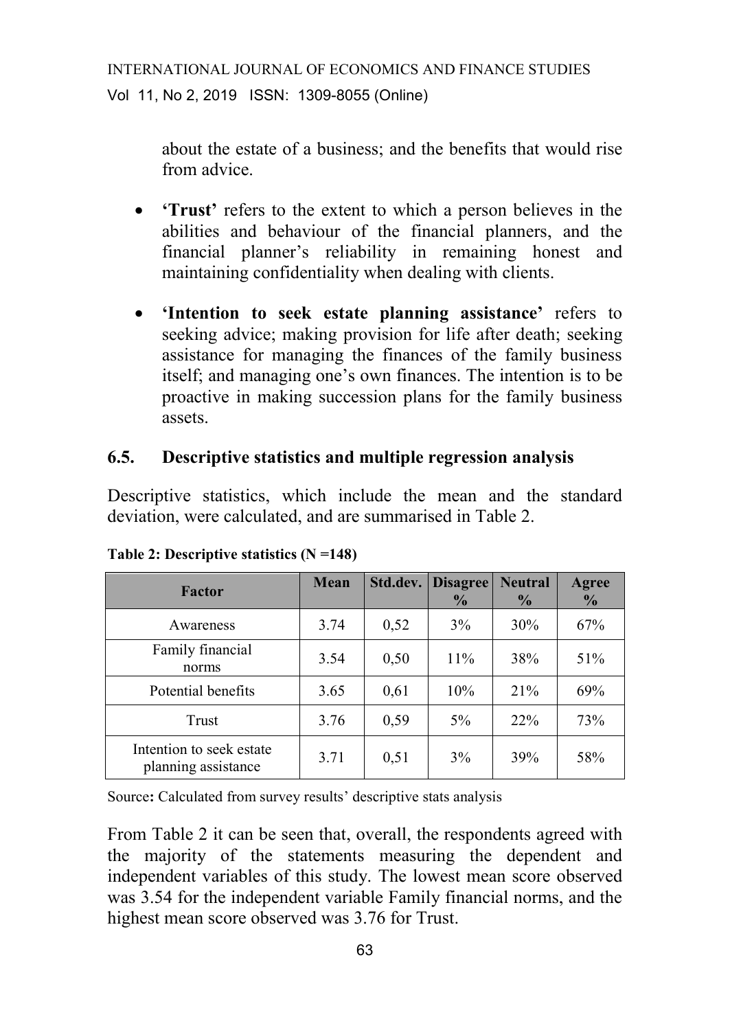about the estate of a business; and the benefits that would rise from advice.

- **'Trust'** refers to the extent to which a person believes in the abilities and behaviour of the financial planners, and the financial planner's reliability in remaining honest and maintaining confidentiality when dealing with clients.
- **'Intention to seek estate planning assistance'** refers to seeking advice; making provision for life after death; seeking assistance for managing the finances of the family business itself; and managing one's own finances. The intention is to be proactive in making succession plans for the family business assets.

## 6.5. Descriptive statistics and multiple regression analysis

Descriptive statistics, which include the mean and the standard deviation, were calculated, and are summarised in Table 2.

**Table 2: Descriptive statistics (N =148)**

| Factor | Mean | Std.dev. | Disagree % | Neutral % | Agree % |
|---|---|---|---|---|---|
| Awareness | 3.74 | 0,52 | 3% | 30% | 67% |
| Family financial norms | 3.54 | 0,50 | 11% | 38% | 51% |
| Potential benefits | 3.65 | 0,61 | 10% | 21% | 69% |
| Trust | 3.76 | 0,59 | 5% | 22% | 73% |
| Intention to seek estate planning assistance | 3.71 | 0,51 | 3% | 39% | 58% |

Source**:** Calculated from survey results' descriptive stats analysis

From Table 2 it can be seen that, overall, the respondents agreed with the majority of the statements measuring the dependent and independent variables of this study. The lowest mean score observed was 3.54 for the independent variable Family financial norms, and the highest mean score observed was 3.76 for Trust.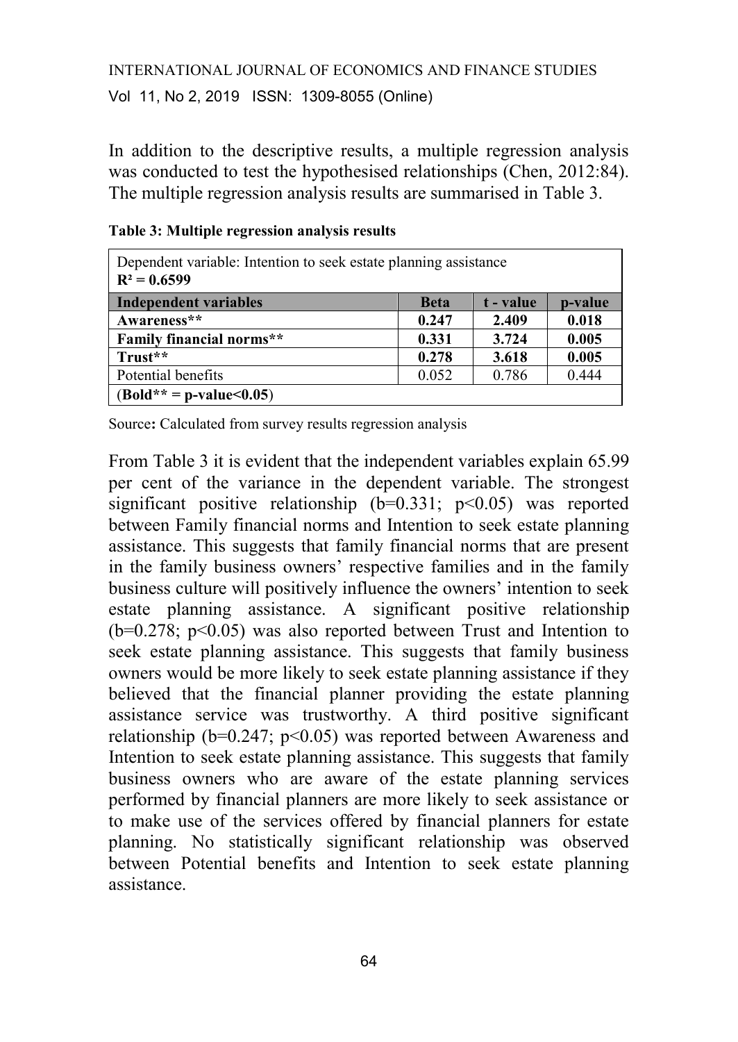In addition to the descriptive results, a multiple regression analysis was conducted to test the hypothesised relationships (Chen, 2012:84). The multiple regression analysis results are summarised in Table 3.

**Table 3: Multiple regression analysis results**

| Dependent variable: Intention to seek estate planning assistance **$R^2 = 0.6599$** | | | |
|---|---|---|---|
| **Independent variables** | **Beta** | **t - value** | **p-value** |
| **Awareness**** | **0.247** | **2.409** | **0.018** |
| **Family financial norms**** | **0.331** | **3.724** | **0.005** |
| **Trust**** | **0.278** | **3.618** | **0.005** |
| Potential benefits | 0.052 | 0.786 | 0.444 |
| (**Bold** = p-value<0.05**) | | | |

Source**:** Calculated from survey results regression analysis

From Table 3 it is evident that the independent variables explain 65.99 per cent of the variance in the dependent variable. The strongest significant positive relationship ($b=0.331$; $p<0.05$) was reported between Family financial norms and Intention to seek estate planning assistance. This suggests that family financial norms that are present in the family business owners' respective families and in the family business culture will positively influence the owners' intention to seek estate planning assistance. A significant positive relationship ($b=0.278$; $p<0.05$) was also reported between Trust and Intention to seek estate planning assistance. This suggests that family business owners would be more likely to seek estate planning assistance if they believed that the financial planner providing the estate planning assistance service was trustworthy. A third positive significant relationship ($b=0.247$; $p<0.05$) was reported between Awareness and Intention to seek estate planning assistance. This suggests that family business owners who are aware of the estate planning services performed by financial planners are more likely to seek assistance or to make use of the services offered by financial planners for estate planning. No statistically significant relationship was observed between Potential benefits and Intention to seek estate planning assistance.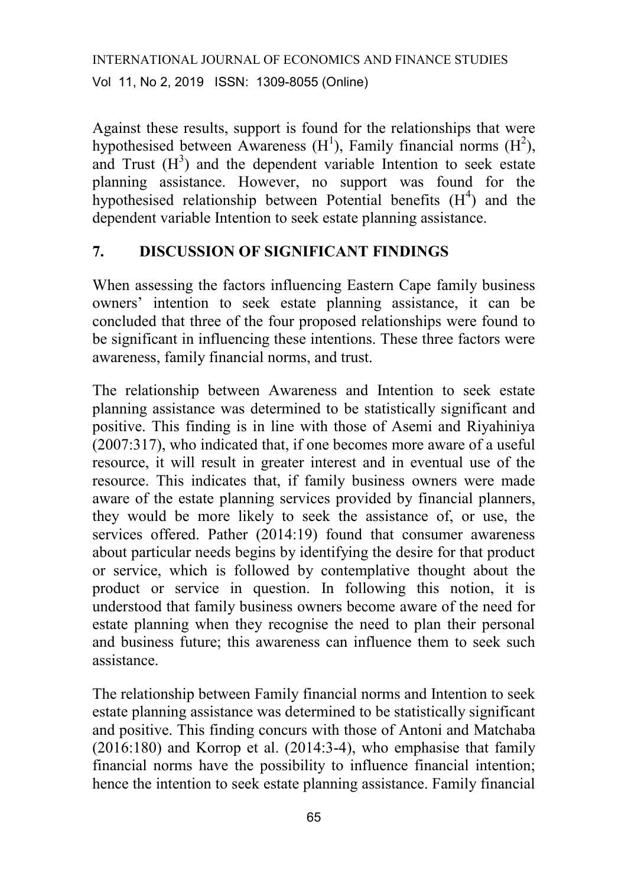Against these results, support is found for the relationships that were hypothesised between Awareness ($H^1$), Family financial norms ($H^2$), and Trust ($H^3$) and the dependent variable Intention to seek estate planning assistance. However, no support was found for the hypothesised relationship between Potential benefits ($H^4$) and the dependent variable Intention to seek estate planning assistance.

## 7. DISCUSSION OF SIGNIFICANT FINDINGS

When assessing the factors influencing Eastern Cape family business owners' intention to seek estate planning assistance, it can be concluded that three of the four proposed relationships were found to be significant in influencing these intentions. These three factors were awareness, family financial norms, and trust.

The relationship between Awareness and Intention to seek estate planning assistance was determined to be statistically significant and positive. This finding is in line with those of Asemi and Riyahiniya (2007:317), who indicated that, if one becomes more aware of a useful resource, it will result in greater interest and in eventual use of the resource. This indicates that, if family business owners were made aware of the estate planning services provided by financial planners, they would be more likely to seek the assistance of, or use, the services offered. Pather (2014:19) found that consumer awareness about particular needs begins by identifying the desire for that product or service, which is followed by contemplative thought about the product or service in question. In following this notion, it is understood that family business owners become aware of the need for estate planning when they recognise the need to plan their personal and business future; this awareness can influence them to seek such assistance.

The relationship between Family financial norms and Intention to seek estate planning assistance was determined to be statistically significant and positive. This finding concurs with those of Antoni and Matchaba (2016:180) and Korrop et al. (2014:3-4), who emphasise that family financial norms have the possibility to influence financial intention; hence the intention to seek estate planning assistance. Family financial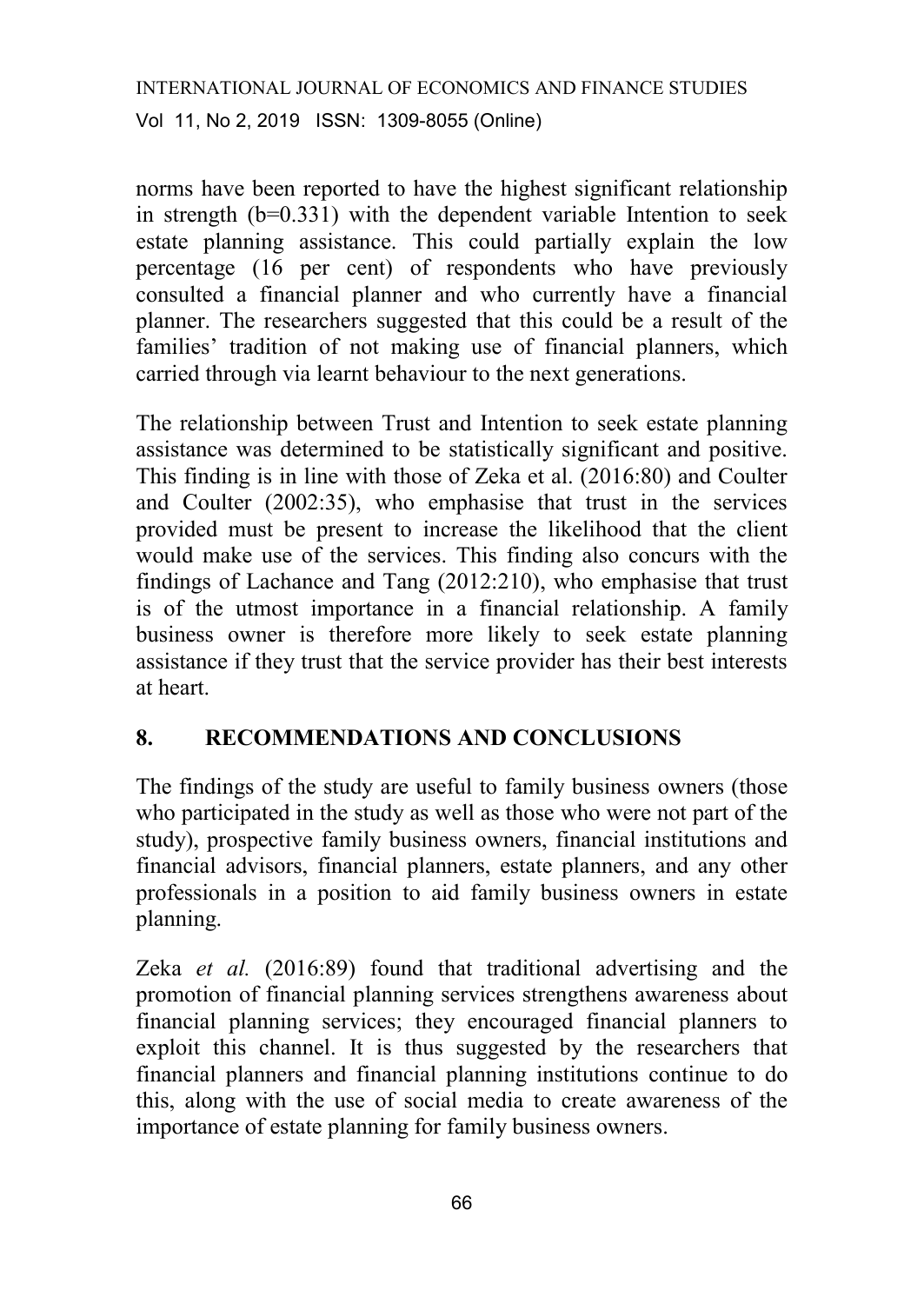norms have been reported to have the highest significant relationship in strength (b=0.331) with the dependent variable Intention to seek estate planning assistance. This could partially explain the low percentage (16 per cent) of respondents who have previously consulted a financial planner and who currently have a financial planner. The researchers suggested that this could be a result of the families' tradition of not making use of financial planners, which carried through via learnt behaviour to the next generations.

The relationship between Trust and Intention to seek estate planning assistance was determined to be statistically significant and positive. This finding is in line with those of Zeka et al. (2016:80) and Coulter and Coulter (2002:35), who emphasise that trust in the services provided must be present to increase the likelihood that the client would make use of the services. This finding also concurs with the findings of Lachance and Tang (2012:210), who emphasise that trust is of the utmost importance in a financial relationship. A family business owner is therefore more likely to seek estate planning assistance if they trust that the service provider has their best interests at heart.

## 8. RECOMMENDATIONS AND CONCLUSIONS

The findings of the study are useful to family business owners (those who participated in the study as well as those who were not part of the study), prospective family business owners, financial institutions and financial advisors, financial planners, estate planners, and any other professionals in a position to aid family business owners in estate planning.

Zeka *et al.* (2016:89) found that traditional advertising and the promotion of financial planning services strengthens awareness about financial planning services; they encouraged financial planners to exploit this channel. It is thus suggested by the researchers that financial planners and financial planning institutions continue to do this, along with the use of social media to create awareness of the importance of estate planning for family business owners.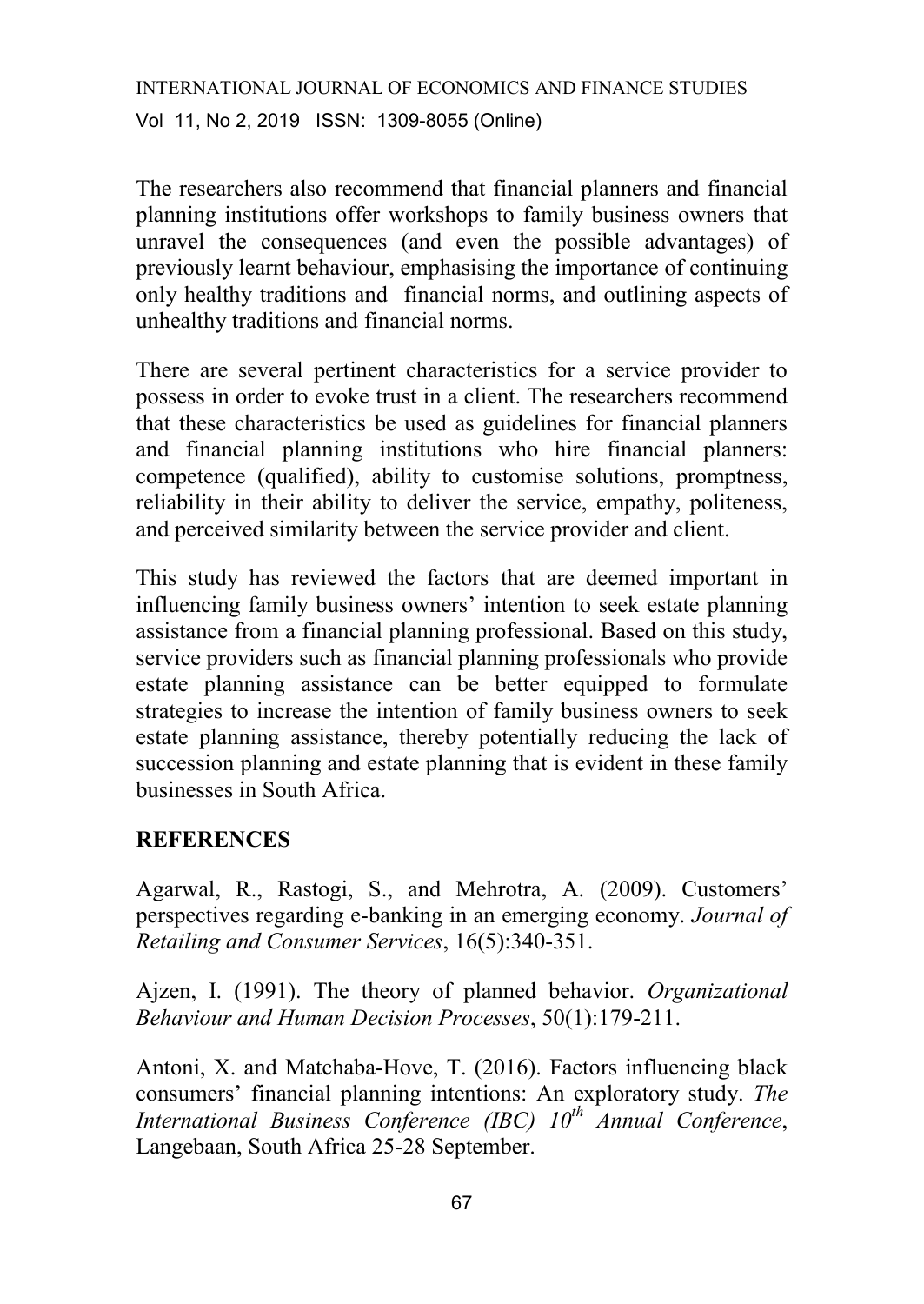The researchers also recommend that financial planners and financial planning institutions offer workshops to family business owners that unravel the consequences (and even the possible advantages) of previously learnt behaviour, emphasising the importance of continuing only healthy traditions and financial norms, and outlining aspects of unhealthy traditions and financial norms.

There are several pertinent characteristics for a service provider to possess in order to evoke trust in a client. The researchers recommend that these characteristics be used as guidelines for financial planners and financial planning institutions who hire financial planners: competence (qualified), ability to customise solutions, promptness, reliability in their ability to deliver the service, empathy, politeness, and perceived similarity between the service provider and client.

This study has reviewed the factors that are deemed important in influencing family business owners' intention to seek estate planning assistance from a financial planning professional. Based on this study, service providers such as financial planning professionals who provide estate planning assistance can be better equipped to formulate strategies to increase the intention of family business owners to seek estate planning assistance, thereby potentially reducing the lack of succession planning and estate planning that is evident in these family businesses in South Africa.

## REFERENCES

Agarwal, R., Rastogi, S., and Mehrotra, A. (2009). Customers' perspectives regarding e-banking in an emerging economy. *Journal of Retailing and Consumer Services*, 16(5):340-351.

Ajzen, I. (1991). The theory of planned behavior. *Organizational Behaviour and Human Decision Processes*, 50(1):179-211.

Antoni, X. and Matchaba-Hove, T. (2016). Factors influencing black consumers' financial planning intentions: An exploratory study. *The International Business Conference (IBC) 10th Annual Conference*, Langebaan, South Africa 25-28 September.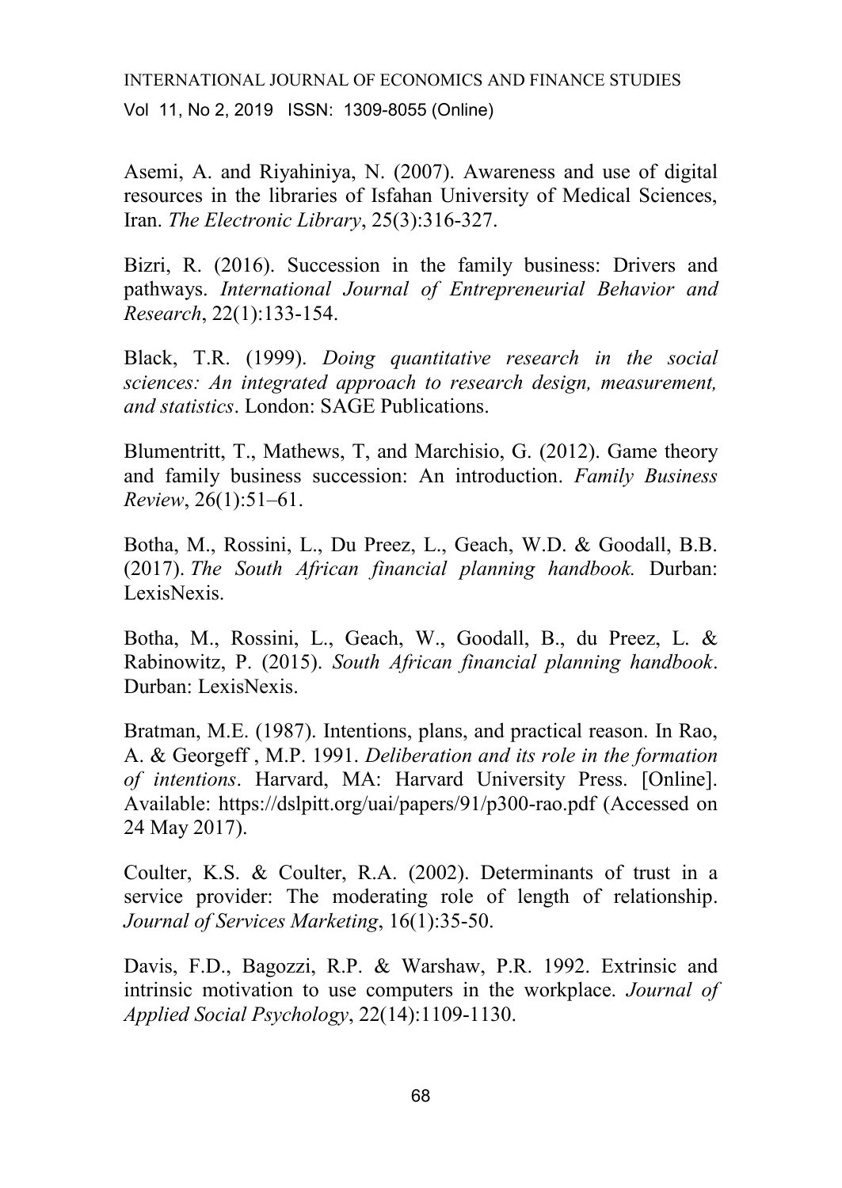Asemi, A. and Riyahiniya, N. (2007). Awareness and use of digital resources in the libraries of Isfahan University of Medical Sciences, Iran. *The Electronic Library*, 25(3):316-327.

Bizri, R. (2016). Succession in the family business: Drivers and pathways. *International Journal of Entrepreneurial Behavior and Research*, 22(1):133-154.

Black, T.R. (1999). *Doing quantitative research in the social sciences: An integrated approach to research design, measurement, and statistics*. London: SAGE Publications.

Blumentritt, T., Mathews, T, and Marchisio, G. (2012). Game theory and family business succession: An introduction. *Family Business Review*, 26(1):51–61.

Botha, M., Rossini, L., Du Preez, L., Geach, W.D. & Goodall, B.B. (2017). *The South African financial planning handbook.* Durban: LexisNexis.

Botha, M., Rossini, L., Geach, W., Goodall, B., du Preez, L. & Rabinowitz, P. (2015). *South African financial planning handbook*. Durban: LexisNexis.

Bratman, M.E. (1987). Intentions, plans, and practical reason. In Rao, A. & Georgeff , M.P. 1991. *Deliberation and its role in the formation of intentions*. Harvard, MA: Harvard University Press. [Online]. Available: https://dslpitt.org/uai/papers/91/p300-rao.pdf (Accessed on 24 May 2017).

Coulter, K.S. & Coulter, R.A. (2002). Determinants of trust in a service provider: The moderating role of length of relationship. *Journal of Services Marketing*, 16(1):35-50.

Davis, F.D., Bagozzi, R.P. & Warshaw, P.R. 1992. Extrinsic and intrinsic motivation to use computers in the workplace. *Journal of Applied Social Psychology*, 22(14):1109-1130.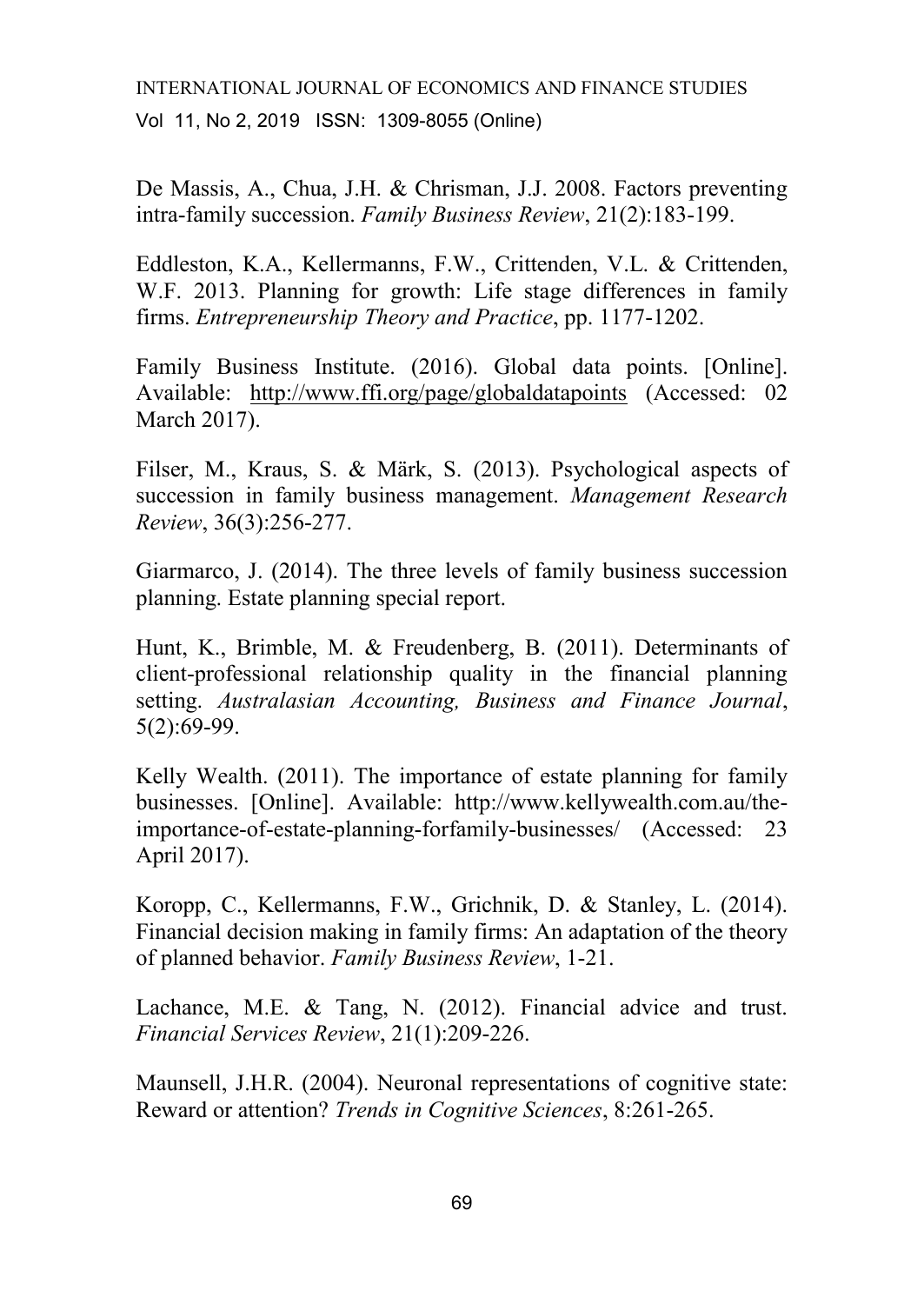De Massis, A., Chua, J.H. & Chrisman, J.J. 2008. Factors preventing intra-family succession. *Family Business Review*, 21(2):183-199.

Eddleston, K.A., Kellermanns, F.W., Crittenden, V.L. & Crittenden, W.F. 2013. Planning for growth: Life stage differences in family firms. *Entrepreneurship Theory and Practice*, pp. 1177-1202.

Family Business Institute. (2016). Global data points. [Online]. Available: http://www.ffi.org/page/globaldatapoints (Accessed: 02 March 2017).

Filser, M., Kraus, S. & Märk, S. (2013). Psychological aspects of succession in family business management. *Management Research Review*, 36(3):256-277.

Giarmarco, J. (2014). The three levels of family business succession planning. Estate planning special report.

Hunt, K., Brimble, M. & Freudenberg, B. (2011). Determinants of client-professional relationship quality in the financial planning setting. *Australasian Accounting, Business and Finance Journal*, 5(2):69-99.

Kelly Wealth. (2011). The importance of estate planning for family businesses. [Online]. Available: http://www.kellywealth.com.au/the-importance-of-estate-planning-forfamily-businesses/ (Accessed: 23 April 2017).

Koropp, C., Kellermanns, F.W., Grichnik, D. & Stanley, L. (2014). Financial decision making in family firms: An adaptation of the theory of planned behavior. *Family Business Review*, 1-21.

Lachance, M.E. & Tang, N. (2012). Financial advice and trust. *Financial Services Review*, 21(1):209-226.

Maunsell, J.H.R. (2004). Neuronal representations of cognitive state: Reward or attention? *Trends in Cognitive Sciences*, 8:261-265.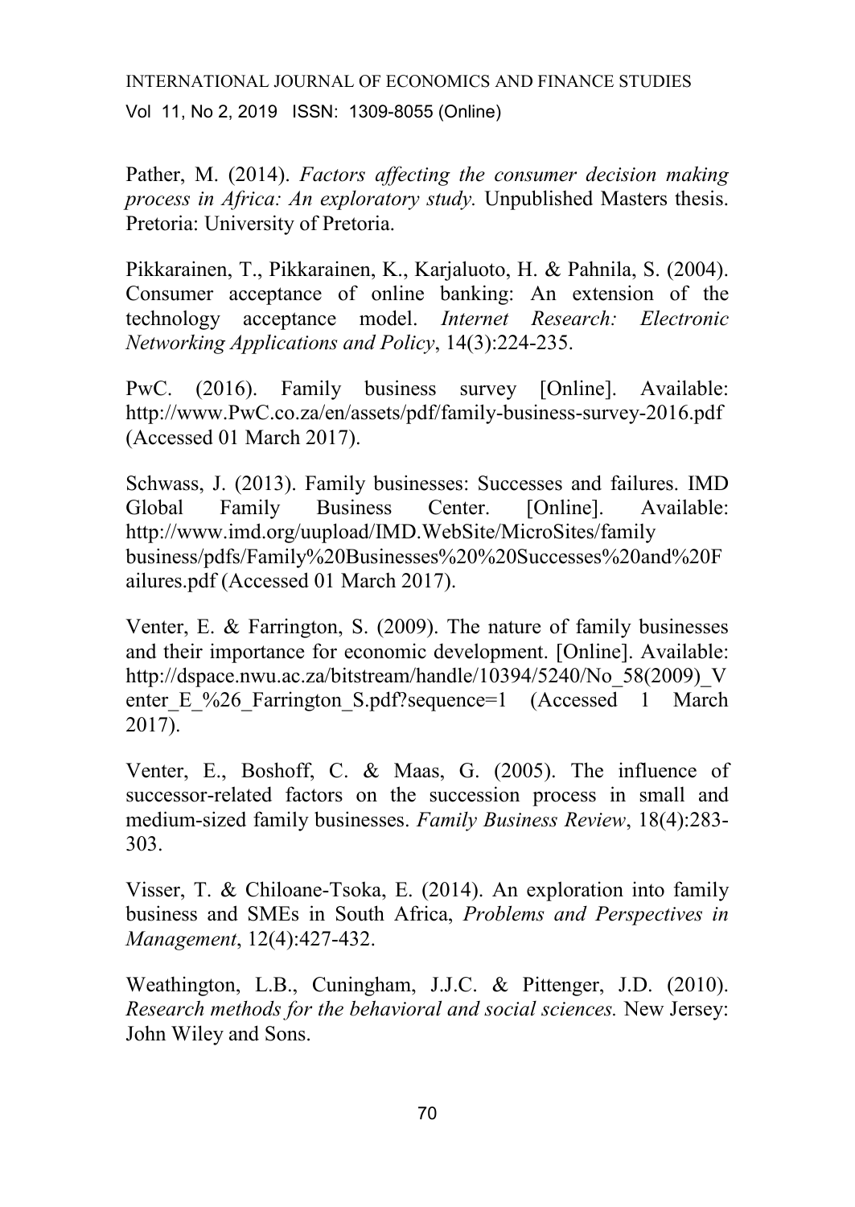Pather, M. (2014). *Factors affecting the consumer decision making process in Africa: An exploratory study.* Unpublished Masters thesis. Pretoria: University of Pretoria.

Pikkarainen, T., Pikkarainen, K., Karjaluoto, H. & Pahnila, S. (2004). Consumer acceptance of online banking: An extension of the technology acceptance model. *Internet Research: Electronic Networking Applications and Policy*, 14(3):224-235.

PwC. (2016). Family business survey [Online]. Available: http://www.PwC.co.za/en/assets/pdf/family-business-survey-2016.pdf (Accessed 01 March 2017).

Schwass, J. (2013). Family businesses: Successes and failures. IMD Global Family Business Center. [Online]. Available: http://www.imd.org/uupload/IMD.WebSite/MicroSites/family business/pdfs/Family%20Businesses%20%20Successes%20and%20Failures.pdf (Accessed 01 March 2017).

Venter, E. & Farrington, S. (2009). The nature of family businesses and their importance for economic development. [Online]. Available: http://dspace.nwu.ac.za/bitstream/handle/10394/5240/No_58(2009)_Venter_E_%26_Farrington_S.pdf?sequence=1 (Accessed 1 March 2017).

Venter, E., Boshoff, C. & Maas, G. (2005). The influence of successor-related factors on the succession process in small and medium-sized family businesses. *Family Business Review*, 18(4):283-303.

Visser, T. & Chiloane-Tsoka, E. (2014). An exploration into family business and SMEs in South Africa, *Problems and Perspectives in Management*, 12(4):427-432.

Weathington, L.B., Cuningham, J.J.C. & Pittenger, J.D. (2010). *Research methods for the behavioral and social sciences.* New Jersey: John Wiley and Sons.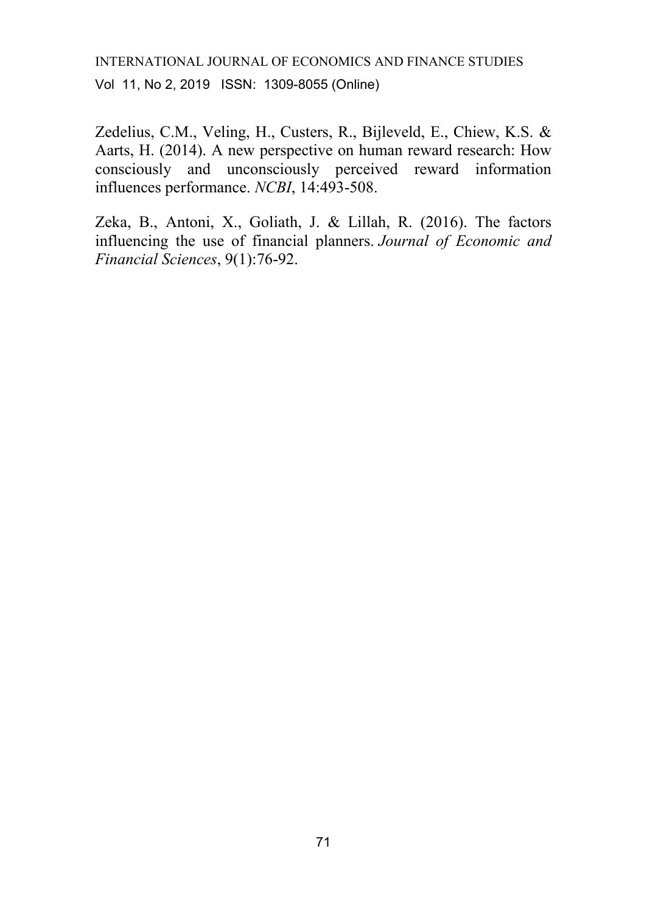Zedelius, C.M., Veling, H., Custers, R., Bijleveld, E., Chiew, K.S. & Aarts, H. (2014). A new perspective on human reward research: How consciously and unconsciously perceived reward information influences performance. *NCBI*, 14:493-508.

Zeka, B., Antoni, X., Goliath, J. & Lillah, R. (2016). The factors influencing the use of financial planners. *Journal of Economic and Financial Sciences*, 9(1):76-92.